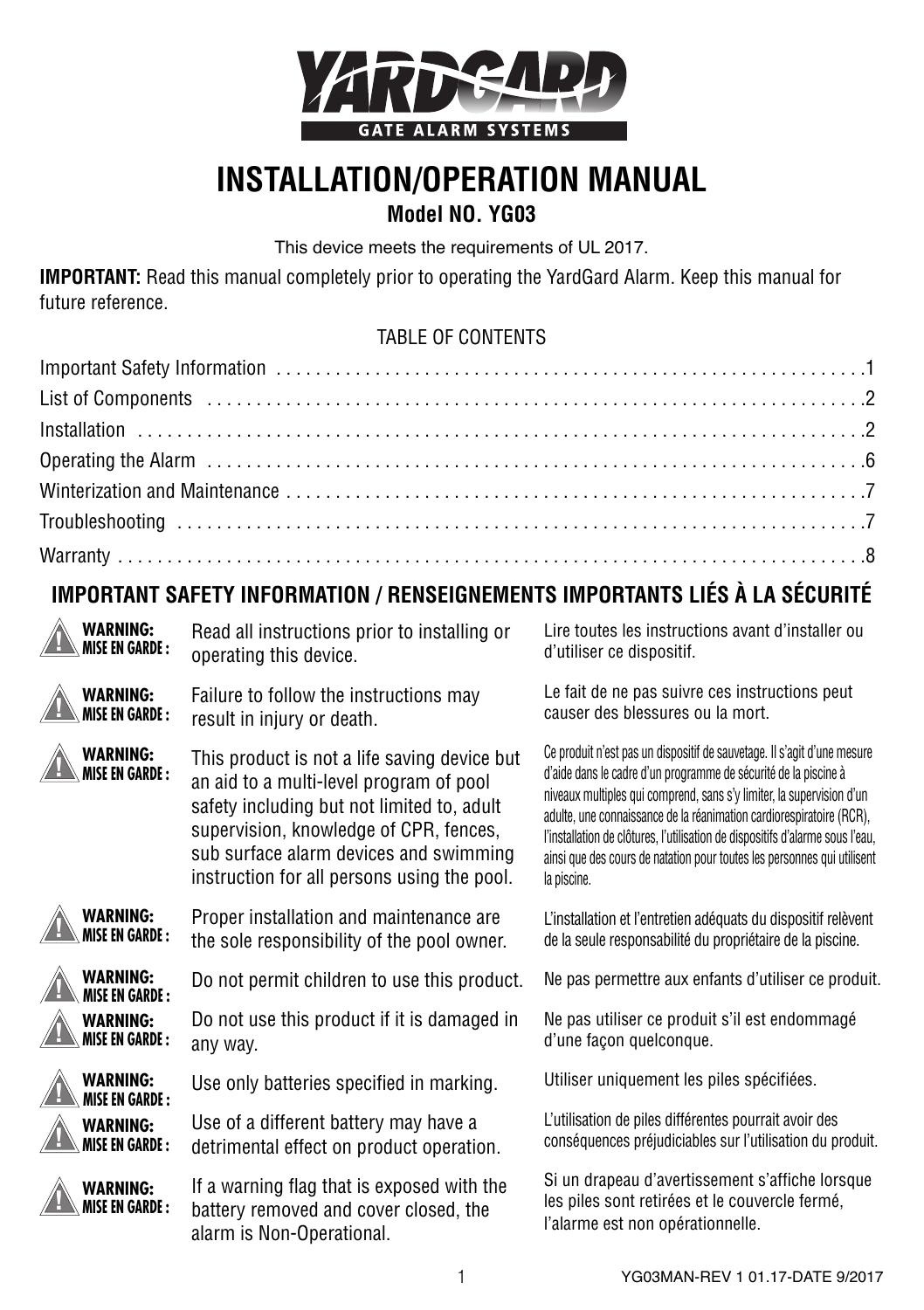# YARDGARD

GATE ALARM SYSTEMS

# INSTALLATION/OPERATION MANUAL

## Model NO. YG03

This device meets the requirements of UL 2017.

**IMPORTANT:** Read this manual completely prior to operating the YardGard Alarm. Keep this manual for future reference.

TABLE OF CONTENTS

| | |
|---|---|
| Important Safety Information | 1 |
| List of Components | 2 |
| Installation | 2 |
| Operating the Alarm | 6 |
| Winterization and Maintenance | 7 |
| Troubleshooting | 7 |
| Warranty | 8 |

## IMPORTANT SAFETY INFORMATION / RENSEIGNEMENTS IMPORTANTS LIÉS À LA SÉCURITÉ

| | | |
|---|---|---|
| **WARNING: MISE EN GARDE :** | Read all instructions prior to installing or operating this device. | Lire toutes les instructions avant d'installer ou d'utiliser ce dispositif. |
| **WARNING: MISE EN GARDE :** | Failure to follow the instructions may result in injury or death. | Le fait de ne pas suivre ces instructions peut causer des blessures ou la mort. |
| **WARNING: MISE EN GARDE :** | This product is not a life saving device but an aid to a multi-level program of pool safety including but not limited to, adult supervision, knowledge of CPR, fences, sub surface alarm devices and swimming instruction for all persons using the pool. | Ce produit n'est pas un dispositif de sauvetage. Il s'agit d'une mesure d'aide dans le cadre d'un programme de sécurité de la piscine à niveaux multiples qui comprend, sans s'y limiter, la supervision d'un adulte, une connaissance de la réanimation cardiorespiratoire (RCR), l'installation de clôtures, l'utilisation de dispositifs d'alarme sous l'eau, ainsi que des cours de natation pour toutes les personnes qui utilisent la piscine. |
| **WARNING: MISE EN GARDE :** | Proper installation and maintenance are the sole responsibility of the pool owner. | L'installation et l'entretien adéquats du dispositif relèvent de la seule responsabilité du propriétaire de la piscine. |
| **WARNING: MISE EN GARDE :** | Do not permit children to use this product. | Ne pas permettre aux enfants d'utiliser ce produit. |
| **WARNING: MISE EN GARDE :** | Do not use this product if it is damaged in any way. | Ne pas utiliser ce produit s'il est endommagé d'une façon quelconque. |
| **WARNING: MISE EN GARDE :** | Use only batteries specified in marking. | Utiliser uniquement les piles spécifiées. |
| **WARNING: MISE EN GARDE :** | Use of a different battery may have a detrimental effect on product operation. | L'utilisation de piles différentes pourrait avoir des conséquences préjudiciables sur l'utilisation du produit. |
| **WARNING: MISE EN GARDE :** | If a warning flag that is exposed with the battery removed and cover closed, the alarm is Non-Operational. | Si un drapeau d'avertissement s'affiche lorsque les piles sont retirées et le couvercle fermé, l'alarme est non opérationnelle. |

YG03MAN-REV 1 01.17-DATE 9/2017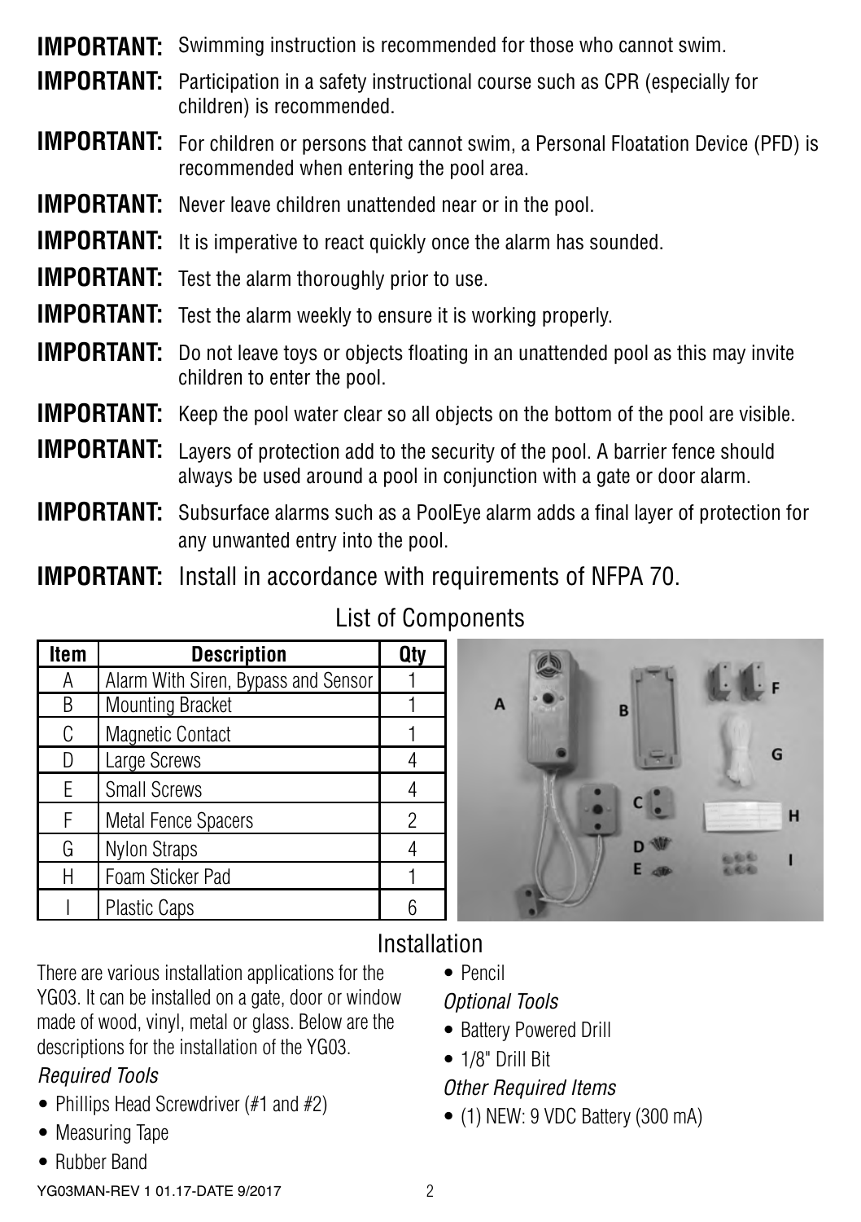**IMPORTANT:** Swimming instruction is recommended for those who cannot swim.

**IMPORTANT:** Participation in a safety instructional course such as CPR (especially for children) is recommended.

**IMPORTANT:** For children or persons that cannot swim, a Personal Floatation Device (PFD) is recommended when entering the pool area.

**IMPORTANT:** Never leave children unattended near or in the pool.

**IMPORTANT:** It is imperative to react quickly once the alarm has sounded.

**IMPORTANT:** Test the alarm thoroughly prior to use.

**IMPORTANT:** Test the alarm weekly to ensure it is working properly.

**IMPORTANT:** Do not leave toys or objects floating in an unattended pool as this may invite children to enter the pool.

**IMPORTANT:** Keep the pool water clear so all objects on the bottom of the pool are visible.

**IMPORTANT:** Layers of protection add to the security of the pool. A barrier fence should always be used around a pool in conjunction with a gate or door alarm.

**IMPORTANT:** Subsurface alarms such as a PoolEye alarm adds a final layer of protection for any unwanted entry into the pool.

**IMPORTANT:** Install in accordance with requirements of NFPA 70.

## List of Components

| Item | Description | Qty |
|---|---|---|
| A | Alarm With Siren, Bypass and Sensor | 1 |
| B | Mounting Bracket | 1 |
| C | Magnetic Contact | 1 |
| D | Large Screws | 4 |
| E | Small Screws | 4 |
| F | Metal Fence Spacers | 2 |
| G | Nylon Straps | 4 |
| H | Foam Sticker Pad | 1 |
| I | Plastic Caps | 6 |

## Installation

There are various installation applications for the YG03. It can be installed on a gate, door or window made of wood, vinyl, metal or glass. Below are the descriptions for the installation of the YG03.

*Required Tools*

- Phillips Head Screwdriver (#1 and #2)
- Measuring Tape
- Rubber Band
- Pencil

*Optional Tools*

- Battery Powered Drill
- 1/8" Drill Bit

*Other Required Items*

- (1) NEW: 9 VDC Battery (300 mA)

YG03MAN-REV 1 01.17-DATE 9/2017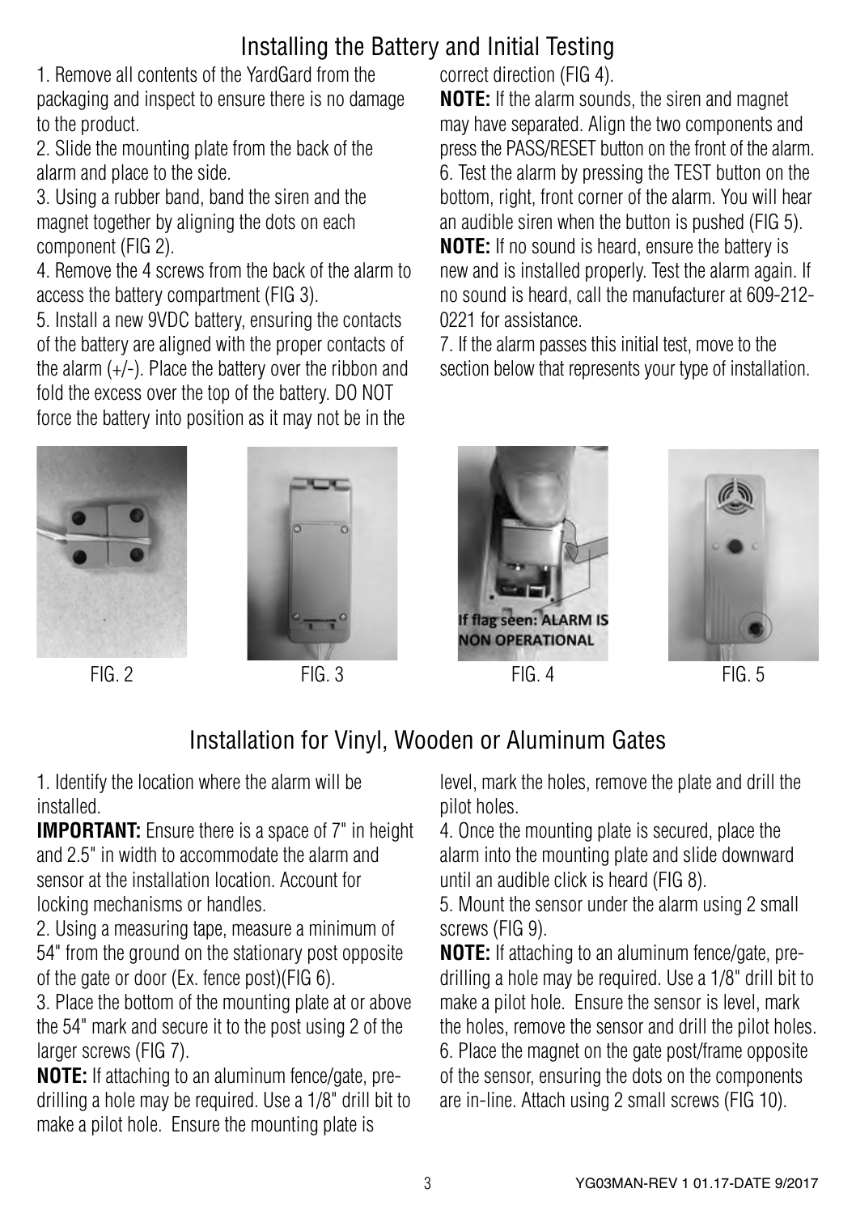## Installing the Battery and Initial Testing

1. Remove all contents of the YardGard from the packaging and inspect to ensure there is no damage to the product.
2. Slide the mounting plate from the back of the alarm and place to the side.
3. Using a rubber band, band the siren and the magnet together by aligning the dots on each component (FIG 2).
4. Remove the 4 screws from the back of the alarm to access the battery compartment (FIG 3).
5. Install a new 9VDC battery, ensuring the contacts of the battery are aligned with the proper contacts of the alarm (+/-). Place the battery over the ribbon and fold the excess over the top of the battery. DO NOT force the battery into position as it may not be in the correct direction (FIG 4).

**NOTE:** If the alarm sounds, the siren and magnet may have separated. Align the two components and press the PASS/RESET button on the front of the alarm.

6. Test the alarm by pressing the TEST button on the bottom, right, front corner of the alarm. You will hear an audible siren when the button is pushed (FIG 5).

**NOTE:** If no sound is heard, ensure the battery is new and is installed properly. Test the alarm again. If no sound is heard, call the manufacturer at 609-212-0221 for assistance.

7. If the alarm passes this initial test, move to the section below that represents your type of installation.

FIG. 2

FIG. 3

If flag seen: ALARM IS NON OPERATIONAL

FIG. 4

FIG. 5

## Installation for Vinyl, Wooden or Aluminum Gates

1. Identify the location where the alarm will be installed.

**IMPORTANT:** Ensure there is a space of 7" in height and 2.5" in width to accommodate the alarm and sensor at the installation location. Account for locking mechanisms or handles.

2. Using a measuring tape, measure a minimum of 54" from the ground on the stationary post opposite of the gate or door (Ex. fence post)(FIG 6).
3. Place the bottom of the mounting plate at or above the 54" mark and secure it to the post using 2 of the larger screws (FIG 7).

**NOTE:** If attaching to an aluminum fence/gate, pre-drilling a hole may be required. Use a 1/8" drill bit to make a pilot hole. Ensure the mounting plate is level, mark the holes, remove the plate and drill the pilot holes.

4. Once the mounting plate is secured, place the alarm into the mounting plate and slide downward until an audible click is heard (FIG 8).
5. Mount the sensor under the alarm using 2 small screws (FIG 9).

**NOTE:** If attaching to an aluminum fence/gate, pre-drilling a hole may be required. Use a 1/8" drill bit to make a pilot hole. Ensure the sensor is level, mark the holes, remove the sensor and drill the pilot holes.

6. Place the magnet on the gate post/frame opposite of the sensor, ensuring the dots on the components are in-line. Attach using 2 small screws (FIG 10).

YG03MAN-REV 1 01.17-DATE 9/2017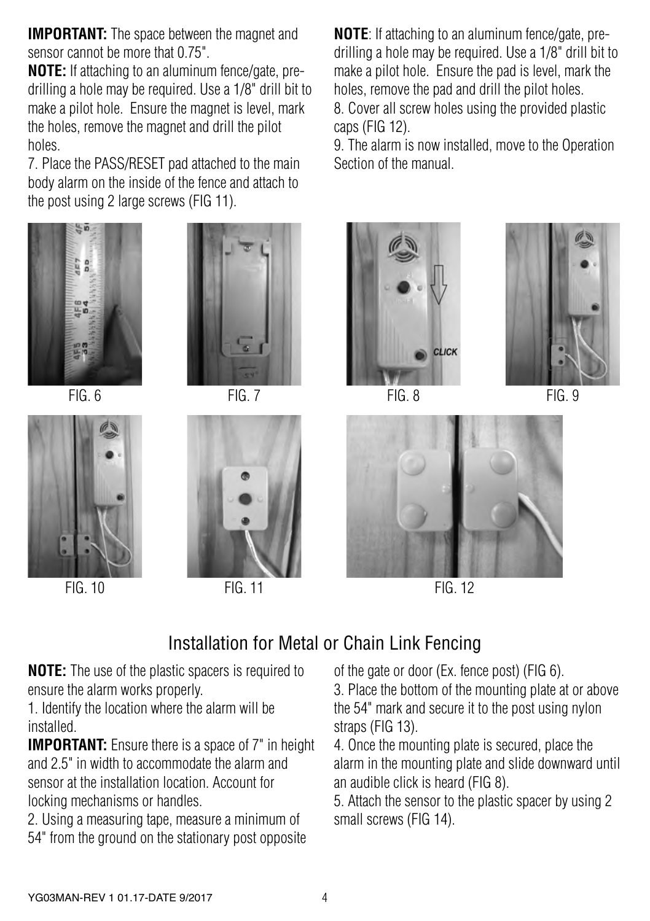**IMPORTANT:** The space between the magnet and sensor cannot be more that 0.75".

**NOTE:** If attaching to an aluminum fence/gate, pre-drilling a hole may be required. Use a 1/8" drill bit to make a pilot hole. Ensure the magnet is level, mark the holes, remove the magnet and drill the pilot holes.

7. Place the PASS/RESET pad attached to the main body alarm on the inside of the fence and attach to the post using 2 large screws (FIG 11).

**NOTE**: If attaching to an aluminum fence/gate, pre-drilling a hole may be required. Use a 1/8" drill bit to make a pilot hole. Ensure the pad is level, mark the holes, remove the pad and drill the pilot holes.

8. Cover all screw holes using the provided plastic caps (FIG 12).

9. The alarm is now installed, move to the Operation Section of the manual.

FIG. 6

FIG. 7

FIG. 8

FIG. 9

FIG. 10

FIG. 11

FIG. 12

## Installation for Metal or Chain Link Fencing

**NOTE:** The use of the plastic spacers is required to ensure the alarm works properly.

1. Identify the location where the alarm will be installed.

**IMPORTANT:** Ensure there is a space of 7" in height and 2.5" in width to accommodate the alarm and sensor at the installation location. Account for locking mechanisms or handles.

2. Using a measuring tape, measure a minimum of 54" from the ground on the stationary post opposite of the gate or door (Ex. fence post) (FIG 6).

3. Place the bottom of the mounting plate at or above the 54" mark and secure it to the post using nylon straps (FIG 13).

4. Once the mounting plate is secured, place the alarm in the mounting plate and slide downward until an audible click is heard (FIG 8).

5. Attach the sensor to the plastic spacer by using 2 small screws (FIG 14).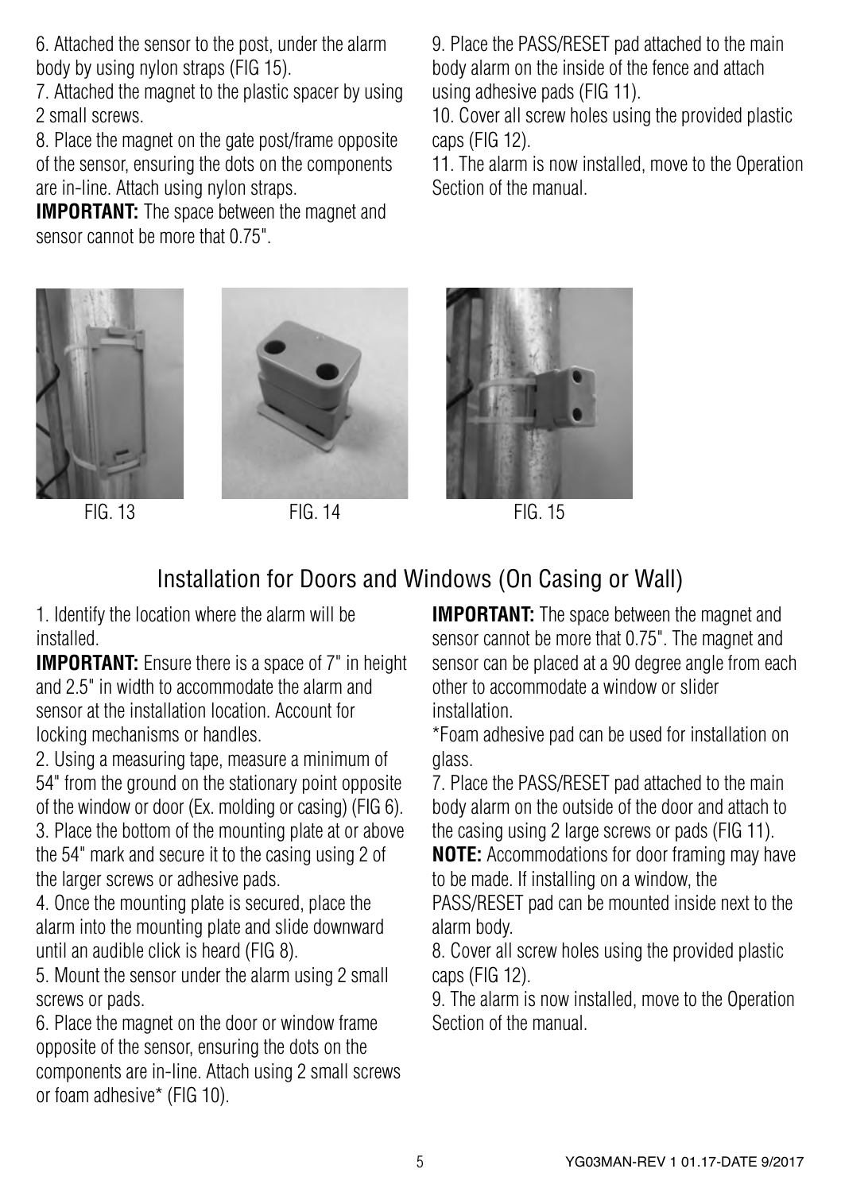6. Attached the sensor to the post, under the alarm body by using nylon straps (FIG 15).

7. Attached the magnet to the plastic spacer by using 2 small screws.

8. Place the magnet on the gate post/frame opposite of the sensor, ensuring the dots on the components are in-line. Attach using nylon straps.

**IMPORTANT:** The space between the magnet and sensor cannot be more that 0.75".

9. Place the PASS/RESET pad attached to the main body alarm on the inside of the fence and attach using adhesive pads (FIG 11).

10. Cover all screw holes using the provided plastic caps (FIG 12).

11. The alarm is now installed, move to the Operation Section of the manual.

FIG. 13

FIG. 14

FIG. 15

## Installation for Doors and Windows (On Casing or Wall)

1. Identify the location where the alarm will be installed.

**IMPORTANT:** Ensure there is a space of 7" in height and 2.5" in width to accommodate the alarm and sensor at the installation location. Account for locking mechanisms or handles.

2. Using a measuring tape, measure a minimum of 54" from the ground on the stationary point opposite of the window or door (Ex. molding or casing) (FIG 6).

3. Place the bottom of the mounting plate at or above the 54" mark and secure it to the casing using 2 of the larger screws or adhesive pads.

4. Once the mounting plate is secured, place the alarm into the mounting plate and slide downward until an audible click is heard (FIG 8).

5. Mount the sensor under the alarm using 2 small screws or pads.

6. Place the magnet on the door or window frame opposite of the sensor, ensuring the dots on the components are in-line. Attach using 2 small screws or foam adhesive* (FIG 10).

**IMPORTANT:** The space between the magnet and sensor cannot be more that 0.75". The magnet and sensor can be placed at a 90 degree angle from each other to accommodate a window or slider installation.

*Foam adhesive pad can be used for installation on glass.

7. Place the PASS/RESET pad attached to the main body alarm on the outside of the door and attach to the casing using 2 large screws or pads (FIG 11).

**NOTE:** Accommodations for door framing may have to be made. If installing on a window, the PASS/RESET pad can be mounted inside next to the alarm body.

8. Cover all screw holes using the provided plastic caps (FIG 12).

9. The alarm is now installed, move to the Operation Section of the manual.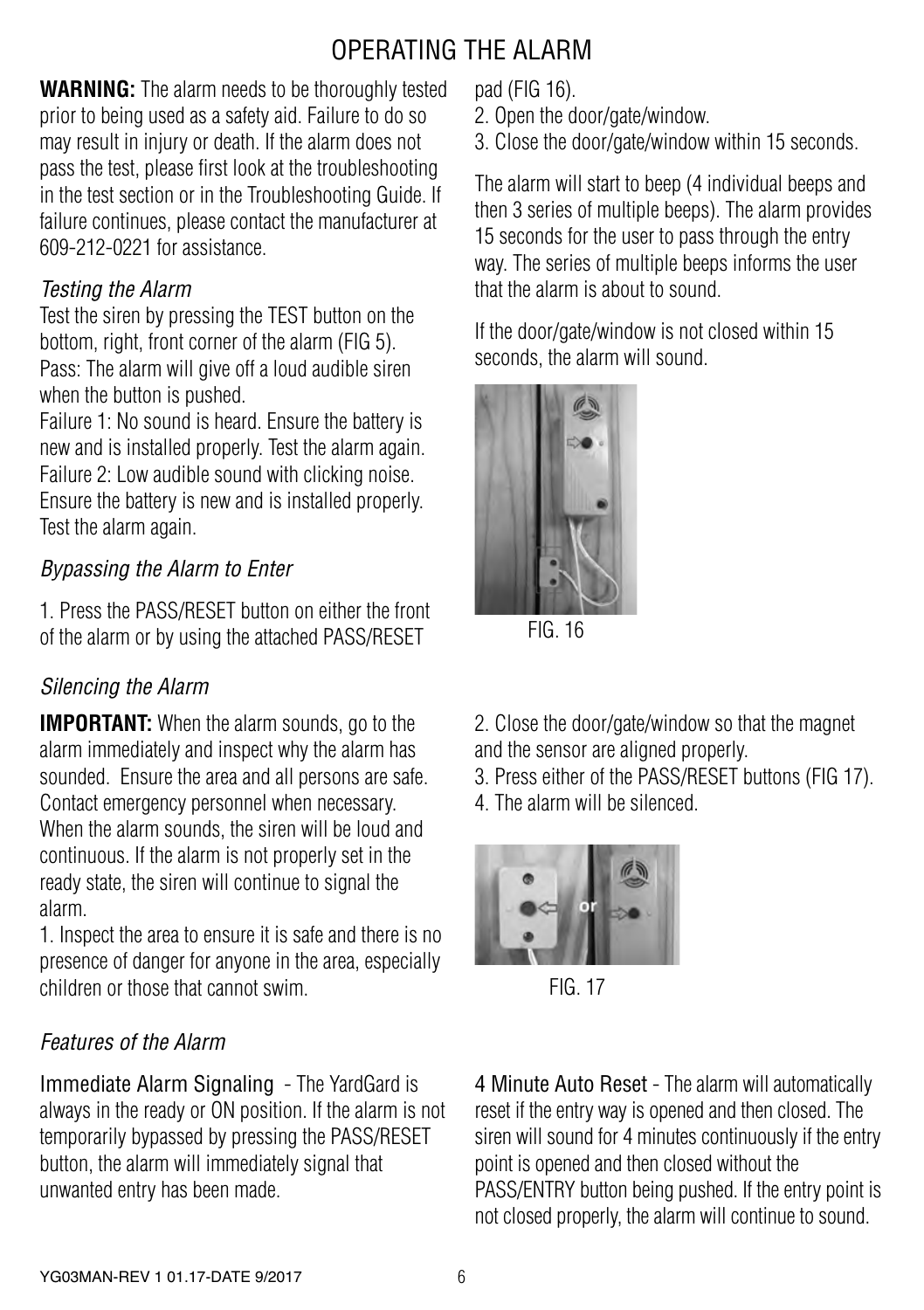# OPERATING THE ALARM

**WARNING:** The alarm needs to be thoroughly tested prior to being used as a safety aid. Failure to do so may result in injury or death. If the alarm does not pass the test, please first look at the troubleshooting in the test section or in the Troubleshooting Guide. If failure continues, please contact the manufacturer at 609-212-0221 for assistance.

*Testing the Alarm*

Test the siren by pressing the TEST button on the bottom, right, front corner of the alarm (FIG 5).
Pass: The alarm will give off a loud audible siren when the button is pushed.
Failure 1: No sound is heard. Ensure the battery is new and is installed properly. Test the alarm again.
Failure 2: Low audible sound with clicking noise. Ensure the battery is new and is installed properly. Test the alarm again.

*Bypassing the Alarm to Enter*

1. Press the PASS/RESET button on either the front of the alarm or by using the attached PASS/RESET pad (FIG 16).
2. Open the door/gate/window.
3. Close the door/gate/window within 15 seconds.

The alarm will start to beep (4 individual beeps and then 3 series of multiple beeps). The alarm provides 15 seconds for the user to pass through the entry way. The series of multiple beeps informs the user that the alarm is about to sound.

If the door/gate/window is not closed within 15 seconds, the alarm will sound.

FIG. 16

*Silencing the Alarm*

**IMPORTANT:** When the alarm sounds, go to the alarm immediately and inspect why the alarm has sounded. Ensure the area and all persons are safe. Contact emergency personnel when necessary. When the alarm sounds, the siren will be loud and continuous. If the alarm is not properly set in the ready state, the siren will continue to signal the alarm.

1. Inspect the area to ensure it is safe and there is no presence of danger for anyone in the area, especially children or those that cannot swim.
2. Close the door/gate/window so that the magnet and the sensor are aligned properly.
3. Press either of the PASS/RESET buttons (FIG 17).
4. The alarm will be silenced.

FIG. 17

*Features of the Alarm*

Immediate Alarm Signaling - The YardGard is always in the ready or ON position. If the alarm is not temporarily bypassed by pressing the PASS/RESET button, the alarm will immediately signal that unwanted entry has been made.

4 Minute Auto Reset - The alarm will automatically reset if the entry way is opened and then closed. The siren will sound for 4 minutes continuously if the entry point is opened and then closed without the PASS/ENTRY button being pushed. If the entry point is not closed properly, the alarm will continue to sound.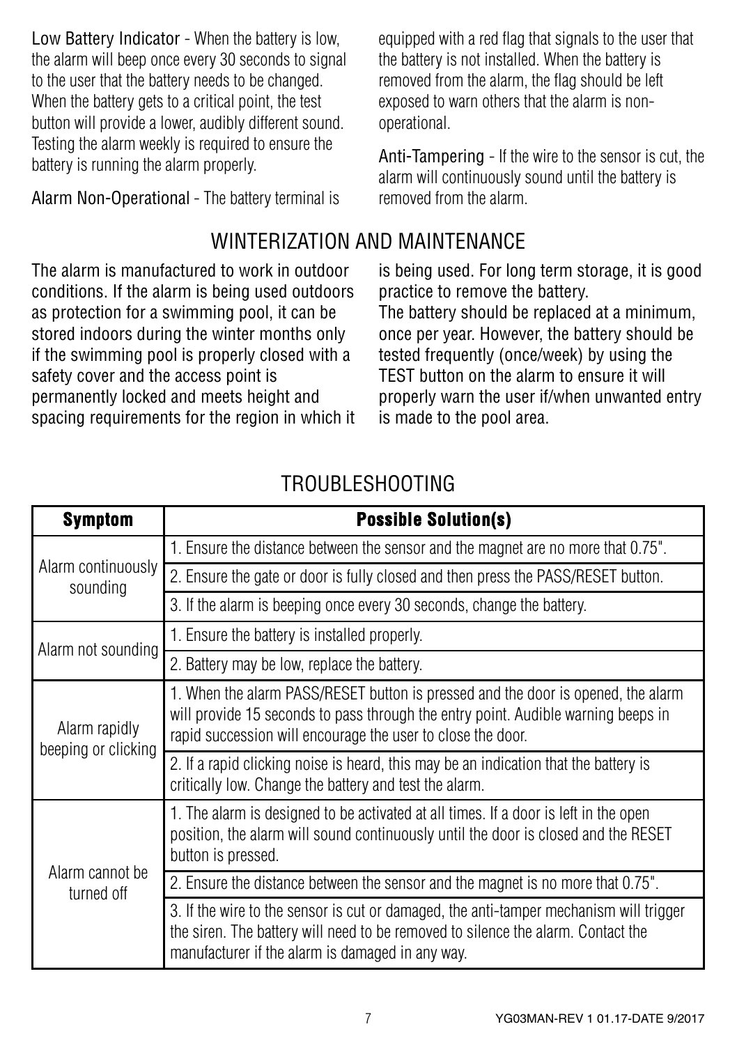**Low Battery Indicator** - When the battery is low, the alarm will beep once every 30 seconds to signal to the user that the battery needs to be changed. When the battery gets to a critical point, the test button will provide a lower, audibly different sound. Testing the alarm weekly is required to ensure the battery is running the alarm properly.

**Alarm Non-Operational** - The battery terminal is equipped with a red flag that signals to the user that the battery is not installed. When the battery is removed from the alarm, the flag should be left exposed to warn others that the alarm is non-operational.

**Anti-Tampering** - If the wire to the sensor is cut, the alarm will continuously sound until the battery is removed from the alarm.

## WINTERIZATION AND MAINTENANCE

The alarm is manufactured to work in outdoor conditions. If the alarm is being used outdoors as protection for a swimming pool, it can be stored indoors during the winter months only if the swimming pool is properly closed with a safety cover and the access point is permanently locked and meets height and spacing requirements for the region in which it is being used. For long term storage, it is good practice to remove the battery.

The battery should be replaced at a minimum, once per year. However, the battery should be tested frequently (once/week) by using the TEST button on the alarm to ensure it will properly warn the user if/when unwanted entry is made to the pool area.

## TROUBLESHOOTING

| **Symptom** | **Possible Solution(s)** |
|---|---|
| Alarm continuously sounding | 1. Ensure the distance between the sensor and the magnet are no more that 0.75". |
| | 2. Ensure the gate or door is fully closed and then press the PASS/RESET button. |
| | 3. If the alarm is beeping once every 30 seconds, change the battery. |
| Alarm not sounding | 1. Ensure the battery is installed properly. |
| | 2. Battery may be low, replace the battery. |
| Alarm rapidly beeping or clicking | 1. When the alarm PASS/RESET button is pressed and the door is opened, the alarm will provide 15 seconds to pass through the entry point. Audible warning beeps in rapid succession will encourage the user to close the door. |
| | 2. If a rapid clicking noise is heard, this may be an indication that the battery is critically low. Change the battery and test the alarm. |
| Alarm cannot be turned off | 1. The alarm is designed to be activated at all times. If a door is left in the open position, the alarm will sound continuously until the door is closed and the RESET button is pressed. |
| | 2. Ensure the distance between the sensor and the magnet is no more that 0.75". |
| | 3. If the wire to the sensor is cut or damaged, the anti-tamper mechanism will trigger the siren. The battery will need to be removed to silence the alarm. Contact the manufacturer if the alarm is damaged in any way. |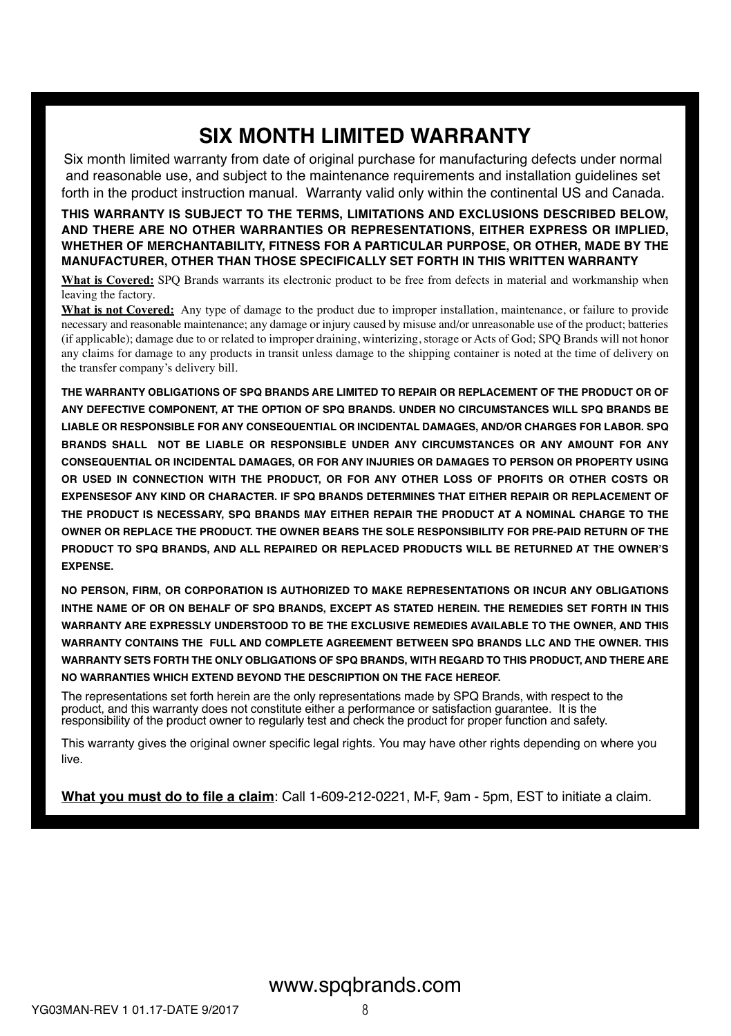# SIX MONTH LIMITED WARRANTY

Six month limited warranty from date of original purchase for manufacturing defects under normal and reasonable use, and subject to the maintenance requirements and installation guidelines set forth in the product instruction manual. Warranty valid only within the continental US and Canada.

**THIS WARRANTY IS SUBJECT TO THE TERMS, LIMITATIONS AND EXCLUSIONS DESCRIBED BELOW, AND THERE ARE NO OTHER WARRANTIES OR REPRESENTATIONS, EITHER EXPRESS OR IMPLIED, WHETHER OF MERCHANTABILITY, FITNESS FOR A PARTICULAR PURPOSE, OR OTHER, MADE BY THE MANUFACTURER, OTHER THAN THOSE SPECIFICALLY SET FORTH IN THIS WRITTEN WARRANTY**

**What is Covered:** SPQ Brands warrants its electronic product to be free from defects in material and workmanship when leaving the factory.

**What is not Covered:** Any type of damage to the product due to improper installation, maintenance, or failure to provide necessary and reasonable maintenance; any damage or injury caused by misuse and/or unreasonable use of the product; batteries (if applicable); damage due to or related to improper draining, winterizing, storage or Acts of God; SPQ Brands will not honor any claims for damage to any products in transit unless damage to the shipping container is noted at the time of delivery on the transfer company's delivery bill.

**THE WARRANTY OBLIGATIONS OF SPQ BRANDS ARE LIMITED TO REPAIR OR REPLACEMENT OF THE PRODUCT OR OF ANY DEFECTIVE COMPONENT, AT THE OPTION OF SPQ BRANDS. UNDER NO CIRCUMSTANCES WILL SPQ BRANDS BE LIABLE OR RESPONSIBLE FOR ANY CONSEQUENTIAL OR INCIDENTAL DAMAGES, AND/OR CHARGES FOR LABOR. SPQ BRANDS SHALL NOT BE LIABLE OR RESPONSIBLE UNDER ANY CIRCUMSTANCES OR ANY AMOUNT FOR ANY CONSEQUENTIAL OR INCIDENTAL DAMAGES, OR FOR ANY INJURIES OR DAMAGES TO PERSON OR PROPERTY USING OR USED IN CONNECTION WITH THE PRODUCT, OR FOR ANY OTHER LOSS OF PROFITS OR OTHER COSTS OR EXPENSESOF ANY KIND OR CHARACTER. IF SPQ BRANDS DETERMINES THAT EITHER REPAIR OR REPLACEMENT OF THE PRODUCT IS NECESSARY, SPQ BRANDS MAY EITHER REPAIR THE PRODUCT AT A NOMINAL CHARGE TO THE OWNER OR REPLACE THE PRODUCT. THE OWNER BEARS THE SOLE RESPONSIBILITY FOR PRE-PAID RETURN OF THE PRODUCT TO SPQ BRANDS, AND ALL REPAIRED OR REPLACED PRODUCTS WILL BE RETURNED AT THE OWNER'S EXPENSE.**

**NO PERSON, FIRM, OR CORPORATION IS AUTHORIZED TO MAKE REPRESENTATIONS OR INCUR ANY OBLIGATIONS INTHE NAME OF OR ON BEHALF OF SPQ BRANDS, EXCEPT AS STATED HEREIN. THE REMEDIES SET FORTH IN THIS WARRANTY ARE EXPRESSLY UNDERSTOOD TO BE THE EXCLUSIVE REMEDIES AVAILABLE TO THE OWNER, AND THIS WARRANTY CONTAINS THE FULL AND COMPLETE AGREEMENT BETWEEN SPQ BRANDS LLC AND THE OWNER. THIS WARRANTY SETS FORTH THE ONLY OBLIGATIONS OF SPQ BRANDS, WITH REGARD TO THIS PRODUCT, AND THERE ARE NO WARRANTIES WHICH EXTEND BEYOND THE DESCRIPTION ON THE FACE HEREOF.**

The representations set forth herein are the only representations made by SPQ Brands, with respect to the product, and this warranty does not constitute either a performance or satisfaction guarantee. It is the responsibility of the product owner to regularly test and check the product for proper function and safety.

This warranty gives the original owner specific legal rights. You may have other rights depending on where you live.

**What you must do to file a claim**: Call 1-609-212-0221, M-F, 9am - 5pm, EST to initiate a claim.

www.spqbrands.com

YG03MAN-REV 1 01.17-DATE 9/2017